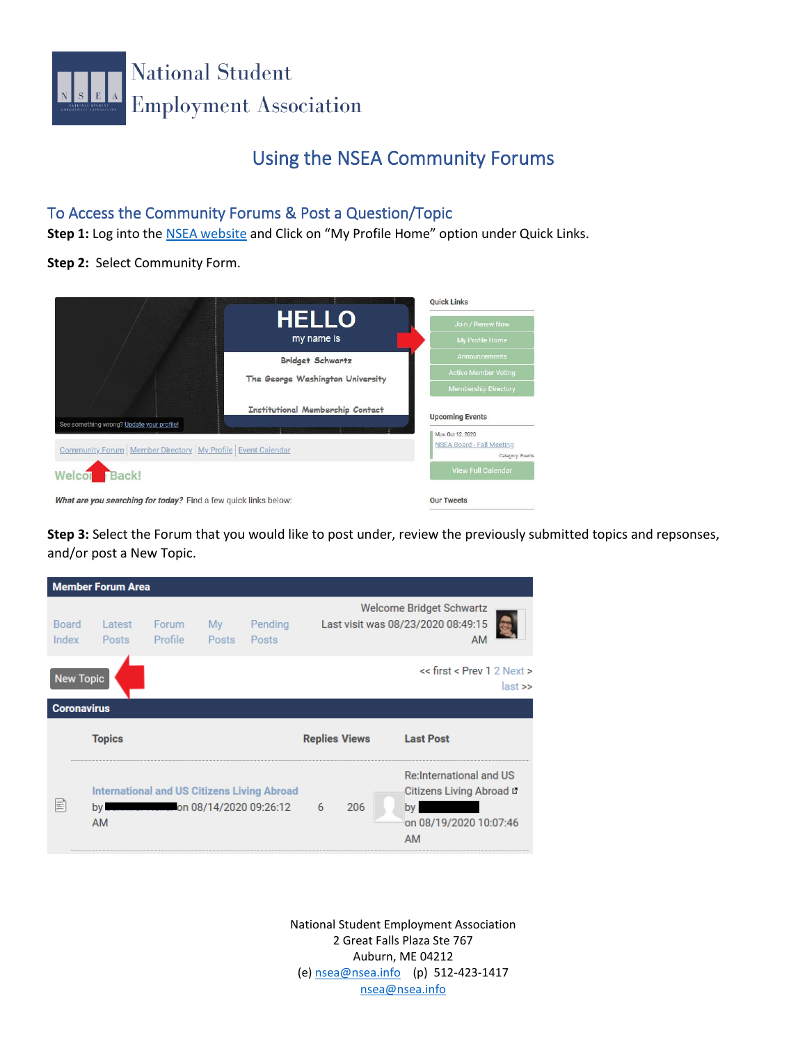National Student Employment Association

# Using the NSEA Community Forums

## To Access the Community Forums & Post a Question/Topic

**Step 1:** Log into the NSEA website and Click on "My Profile Home" option under Quick Links.

**Step 2:** Select Community Form.

**Step 3:** Select the Forum that you would like to post under, review the previously submitted topics and repsonses, and/or post a New Topic.

National Student Employment Association
2 Great Falls Plaza Ste 767
Auburn, ME 04212
(e) nsea@nsea.info (p) 512-423-1417
nsea@nsea.info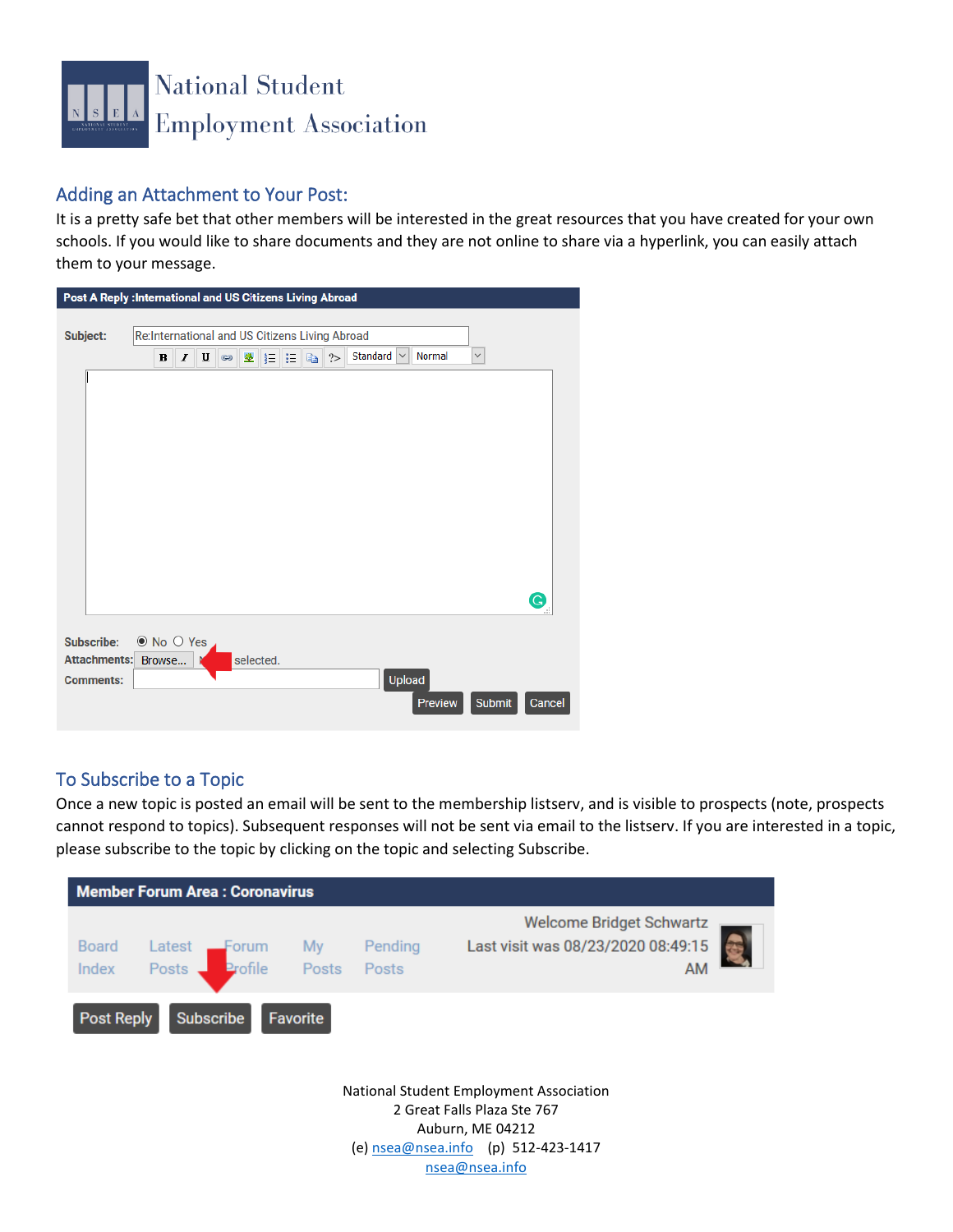National Student Employment Association

## Adding an Attachment to Your Post:

It is a pretty safe bet that other members will be interested in the great resources that you have created for your own schools. If you would like to share documents and they are not online to share via a hyperlink, you can easily attach them to your message.

Post A Reply :International and US Citizens Living Abroad

Subject: Re:International and US Citizens Living Abroad

Subscribe: No Yes

Attachments: Browse... selected.

Comments: Upload

Preview Submit Cancel

## To Subscribe to a Topic

Once a new topic is posted an email will be sent to the membership listserv, and is visible to prospects (note, prospects cannot respond to topics). Subsequent responses will not be sent via email to the listserv. If you are interested in a topic, please subscribe to the topic by clicking on the topic and selecting Subscribe.

Member Forum Area : Coronavirus

Board Index Latest Posts Forum Profile My Posts Pending Posts

Welcome Bridget Schwartz

Last visit was 08/23/2020 08:49:15 AM

Post Reply Subscribe Favorite

National Student Employment Association
2 Great Falls Plaza Ste 767
Auburn, ME 04212
(e) nsea@nsea.info (p) 512-423-1417
nsea@nsea.info